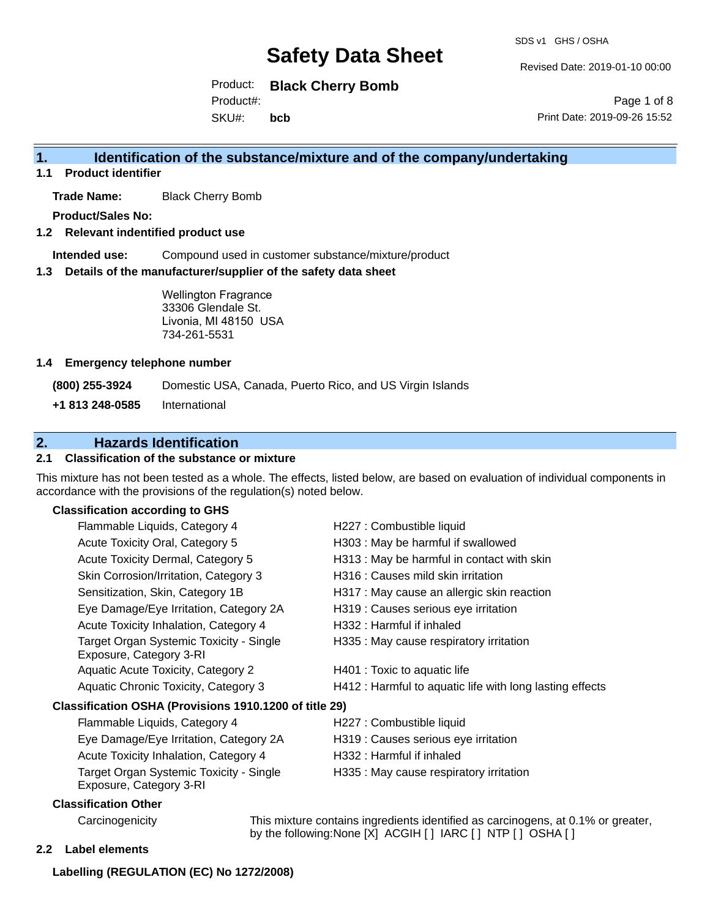# Safety Data Sheet

SDS v1 GHS / OSHA

Revised Date: 2019-01-10 00:00

Product: **Black Cherry Bomb**
Product#:
SKU#: **bcb**

Print Date: 2019-09-26 15:52

## 1. Identification of the substance/mixture and of the company/undertaking

### 1.1 Product identifier

**Trade Name:** Black Cherry Bomb

**Product/Sales No:**

### 1.2 Relevant identified product use

**Intended use:** Compound used in customer substance/mixture/product

### 1.3 Details of the manufacturer/supplier of the safety data sheet

Wellington Fragrance
33306 Glendale St.
Livonia, MI 48150 USA
734-261-5531

### 1.4 Emergency telephone number

**(800) 255-3924** Domestic USA, Canada, Puerto Rico, and US Virgin Islands

**+1 813 248-0585** International

## 2. Hazards Identification

### 2.1 Classification of the substance or mixture

This mixture has not been tested as a whole. The effects, listed below, are based on evaluation of individual components in accordance with the provisions of the regulation(s) noted below.

**Classification according to GHS**

| Classification | Hazard |
|---|---|
| Flammable Liquids, Category 4 | H227 : Combustible liquid |
| Acute Toxicity Oral, Category 5 | H303 : May be harmful if swallowed |
| Acute Toxicity Dermal, Category 5 | H313 : May be harmful in contact with skin |
| Skin Corrosion/Irritation, Category 3 | H316 : Causes mild skin irritation |
| Sensitization, Skin, Category 1B | H317 : May cause an allergic skin reaction |
| Eye Damage/Eye Irritation, Category 2A | H319 : Causes serious eye irritation |
| Acute Toxicity Inhalation, Category 4 | H332 : Harmful if inhaled |
| Target Organ Systemic Toxicity - Single Exposure, Category 3-RI | H335 : May cause respiratory irritation |
| Aquatic Acute Toxicity, Category 2 | H401 : Toxic to aquatic life |
| Aquatic Chronic Toxicity, Category 3 | H412 : Harmful to aquatic life with long lasting effects |

**Classification OSHA (Provisions 1910.1200 of title 29)**

| Classification | Hazard |
|---|---|
| Flammable Liquids, Category 4 | H227 : Combustible liquid |
| Eye Damage/Eye Irritation, Category 2A | H319 : Causes serious eye irritation |
| Acute Toxicity Inhalation, Category 4 | H332 : Harmful if inhaled |
| Target Organ Systemic Toxicity - Single Exposure, Category 3-RI | H335 : May cause respiratory irritation |

**Classification Other**

Carcinogenicity: This mixture contains ingredients identified as carcinogens, at 0.1% or greater, by the following:None [X] ACGIH [ ] IARC [ ] NTP [ ] OSHA [ ]

### 2.2 Label elements

**Labelling (REGULATION (EC) No 1272/2008)**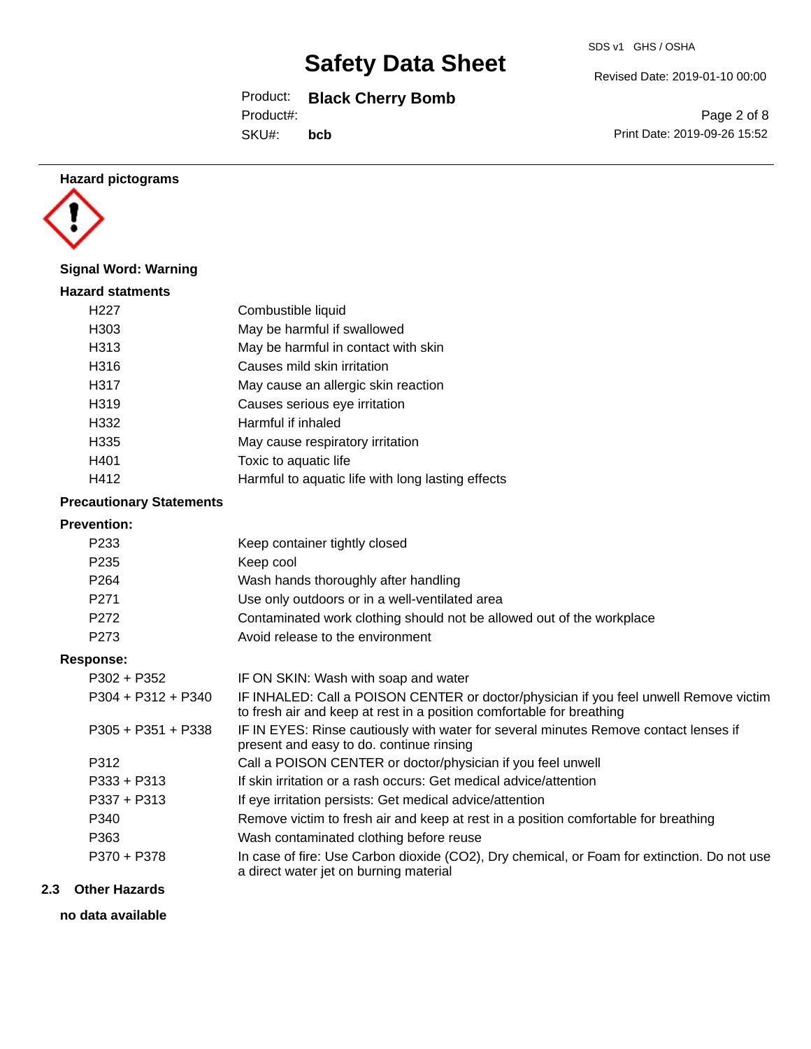**Hazard pictograms**

**Signal Word: Warning**

**Hazard statments**

| | |
|---|---|
| H227 | Combustible liquid |
| H303 | May be harmful if swallowed |
| H313 | May be harmful in contact with skin |
| H316 | Causes mild skin irritation |
| H317 | May cause an allergic skin reaction |
| H319 | Causes serious eye irritation |
| H332 | Harmful if inhaled |
| H335 | May cause respiratory irritation |
| H401 | Toxic to aquatic life |
| H412 | Harmful to aquatic life with long lasting effects |

**Precautionary Statements**

**Prevention:**

| | |
|---|---|
| P233 | Keep container tightly closed |
| P235 | Keep cool |
| P264 | Wash hands thoroughly after handling |
| P271 | Use only outdoors or in a well-ventilated area |
| P272 | Contaminated work clothing should not be allowed out of the workplace |
| P273 | Avoid release to the environment |

**Response:**

| | |
|---|---|
| P302 + P352 | IF ON SKIN: Wash with soap and water |
| P304 + P312 + P340 | IF INHALED: Call a POISON CENTER or doctor/physician if you feel unwell Remove victim to fresh air and keep at rest in a position comfortable for breathing |
| P305 + P351 + P338 | IF IN EYES: Rinse cautiously with water for several minutes Remove contact lenses if present and easy to do. continue rinsing |
| P312 | Call a POISON CENTER or doctor/physician if you feel unwell |
| P333 + P313 | If skin irritation or a rash occurs: Get medical advice/attention |
| P337 + P313 | If eye irritation persists: Get medical advice/attention |
| P340 | Remove victim to fresh air and keep at rest in a position comfortable for breathing |
| P363 | Wash contaminated clothing before reuse |
| P370 + P378 | In case of fire: Use Carbon dioxide (CO2), Dry chemical, or Foam for extinction. Do not use a direct water jet on burning material |

## 2.3 Other Hazards

**no data available**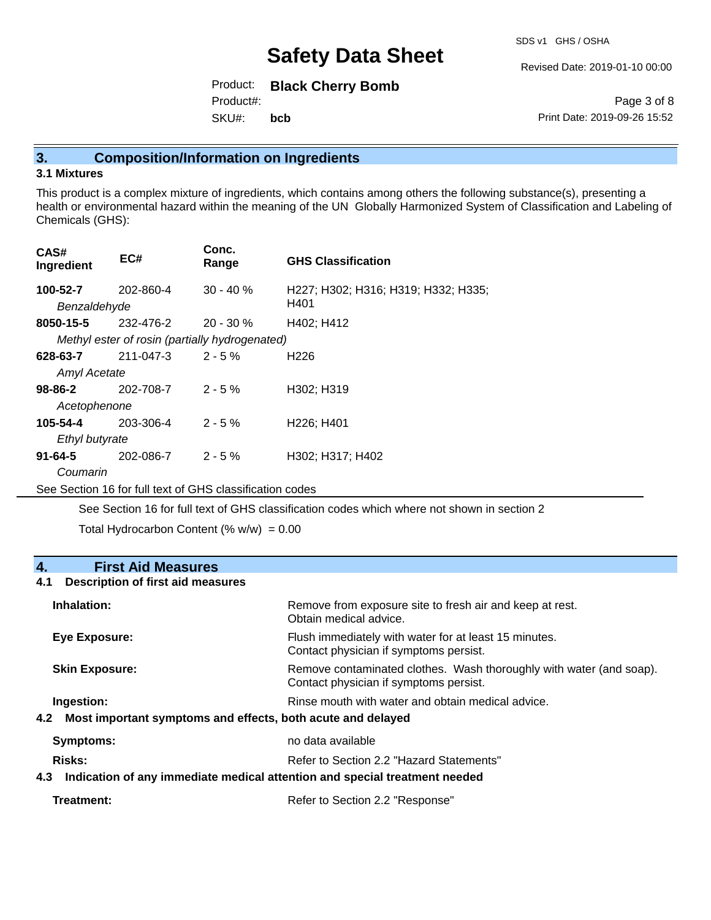## 3. Composition/Information on Ingredients

### 3.1 Mixtures

This product is a complex mixture of ingredients, which contains among others the following substance(s), presenting a health or environmental hazard within the meaning of the UN Globally Harmonized System of Classification and Labeling of Chemicals (GHS):

| CAS# Ingredient | EC# | Conc. Range | GHS Classification |
|---|---|---|---|
| **100-52-7** *Benzaldehyde* | 202-860-4 | 30 - 40 % | H227; H302; H316; H319; H332; H335; H401 |
| **8050-15-5** *Methyl ester of rosin (partially hydrogenated)* | 232-476-2 | 20 - 30 % | H402; H412 |
| **628-63-7** *Amyl Acetate* | 211-047-3 | 2 - 5 % | H226 |
| **98-86-2** *Acetophenone* | 202-708-7 | 2 - 5 % | H302; H319 |
| **105-54-4** *Ethyl butyrate* | 203-306-4 | 2 - 5 % | H226; H401 |
| **91-64-5** *Coumarin* | 202-086-7 | 2 - 5 % | H302; H317; H402 |

See Section 16 for full text of GHS classification codes

See Section 16 for full text of GHS classification codes which where not shown in section 2

Total Hydrocarbon Content (% w/w) = 0.00

## 4. First Aid Measures

### 4.1 Description of first aid measures

**Inhalation:** Remove from exposure site to fresh air and keep at rest. Obtain medical advice.

**Eye Exposure:** Flush immediately with water for at least 15 minutes. Contact physician if symptoms persist.

**Skin Exposure:** Remove contaminated clothes. Wash thoroughly with water (and soap). Contact physician if symptoms persist.

**Ingestion:** Rinse mouth with water and obtain medical advice.

### 4.2 Most important symptoms and effects, both acute and delayed

**Symptoms:** no data available

**Risks:** Refer to Section 2.2 "Hazard Statements"

### 4.3 Indication of any immediate medical attention and special treatment needed

**Treatment:** Refer to Section 2.2 "Response"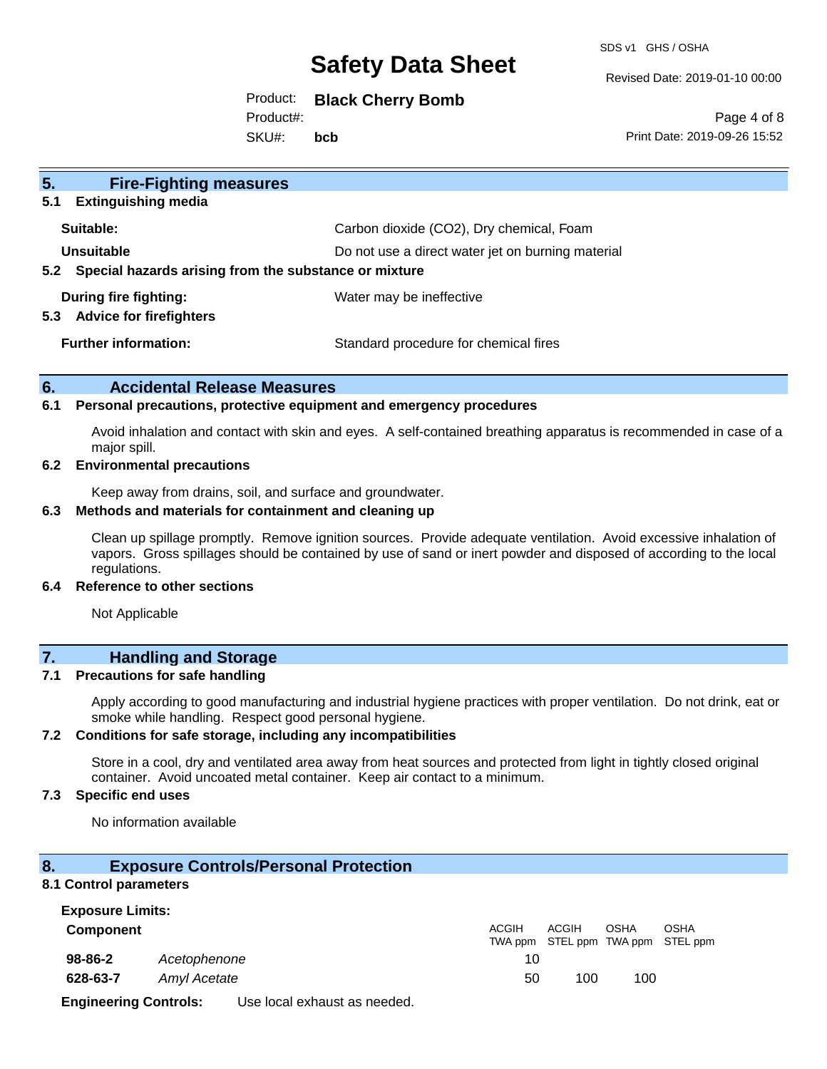## 5. Fire-Fighting measures

### 5.1 Extinguishing media

| | |
|---|---|
| **Suitable:** | Carbon dioxide ($CO_2$), Dry chemical, Foam |
| **Unsuitable** | Do not use a direct water jet on burning material |

### 5.2 Special hazards arising from the substance or mixture

| | |
|---|---|
| **During fire fighting:** | Water may be ineffective |

### 5.3 Advice for firefighters

| | |
|---|---|
| **Further information:** | Standard procedure for chemical fires |

## 6. Accidental Release Measures

### 6.1 Personal precautions, protective equipment and emergency procedures

Avoid inhalation and contact with skin and eyes. A self-contained breathing apparatus is recommended in case of a major spill.

### 6.2 Environmental precautions

Keep away from drains, soil, and surface and groundwater.

### 6.3 Methods and materials for containment and cleaning up

Clean up spillage promptly. Remove ignition sources. Provide adequate ventilation. Avoid excessive inhalation of vapors. Gross spillages should be contained by use of sand or inert powder and disposed of according to the local regulations.

### 6.4 Reference to other sections

Not Applicable

## 7. Handling and Storage

### 7.1 Precautions for safe handling

Apply according to good manufacturing and industrial hygiene practices with proper ventilation. Do not drink, eat or smoke while handling. Respect good personal hygiene.

### 7.2 Conditions for safe storage, including any incompatibilities

Store in a cool, dry and ventilated area away from heat sources and protected from light in tightly closed original container. Avoid uncoated metal container. Keep air contact to a minimum.

### 7.3 Specific end uses

No information available

## 8. Exposure Controls/Personal Protection

### 8.1 Control parameters

**Exposure Limits:**

| **Component** | | ACGIH TWA ppm | ACGIH STEL ppm | OSHA TWA ppm | OSHA STEL ppm |
|---|---|---|---|---|---|
| **98-86-2** | *Acetophenone* | 10 | | | |
| **628-63-7** | *Amyl Acetate* | 50 | 100 | 100 | |

**Engineering Controls:** Use local exhaust as needed.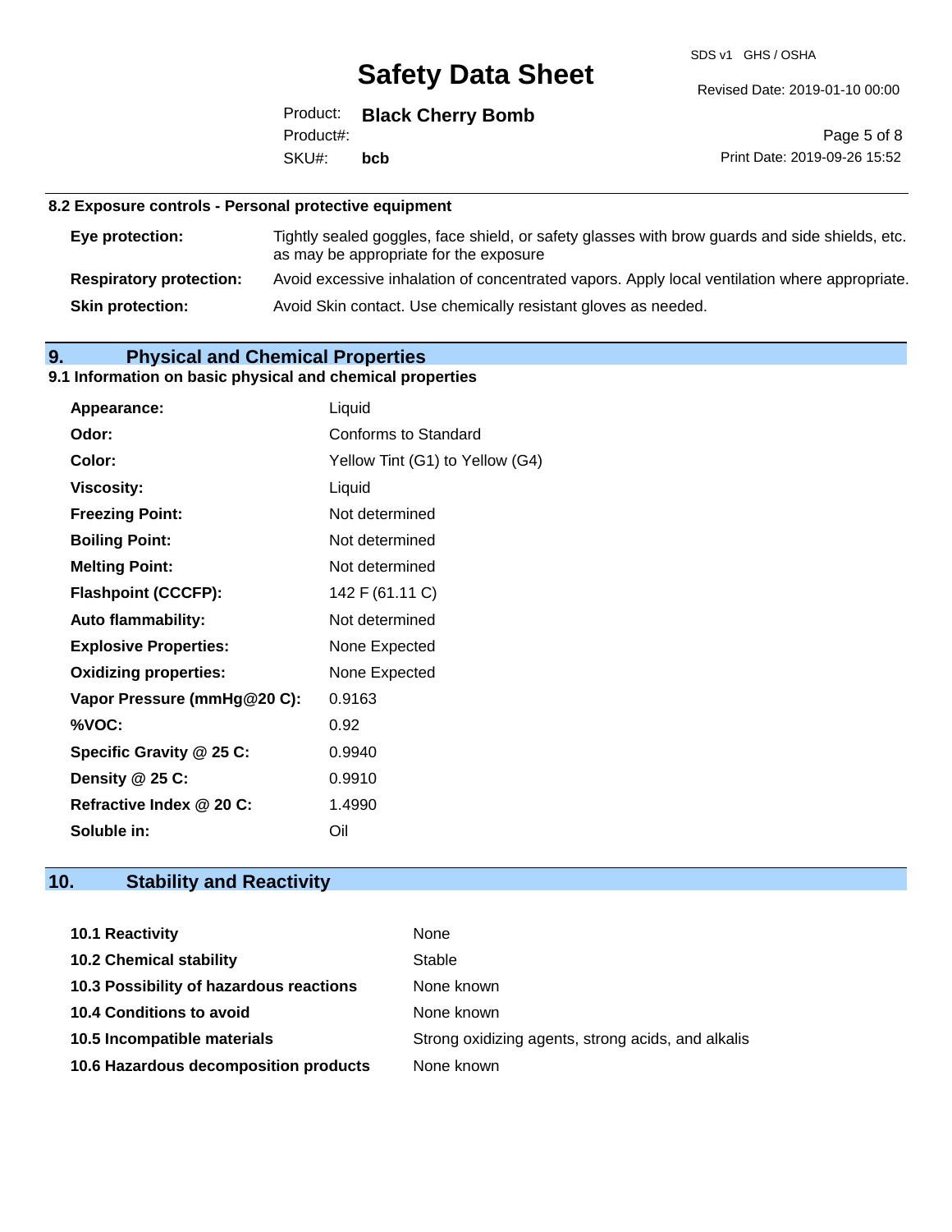### 8.2 Exposure controls - Personal protective equipment

| | |
|---|---|
| **Eye protection:** | Tightly sealed goggles, face shield, or safety glasses with brow guards and side shields, etc. as may be appropriate for the exposure |
| **Respiratory protection:** | Avoid excessive inhalation of concentrated vapors. Apply local ventilation where appropriate. |
| **Skin protection:** | Avoid Skin contact. Use chemically resistant gloves as needed. |

## 9. Physical and Chemical Properties

### 9.1 Information on basic physical and chemical properties

| | |
|---|---|
| **Appearance:** | Liquid |
| **Odor:** | Conforms to Standard |
| **Color:** | Yellow Tint (G1) to Yellow (G4) |
| **Viscosity:** | Liquid |
| **Freezing Point:** | Not determined |
| **Boiling Point:** | Not determined |
| **Melting Point:** | Not determined |
| **Flashpoint (CCCFP):** | 142 F (61.11 C) |
| **Auto flammability:** | Not determined |
| **Explosive Properties:** | None Expected |
| **Oxidizing properties:** | None Expected |
| **Vapor Pressure (mmHg@20 C):** | 0.9163 |
| **%VOC:** | 0.92 |
| **Specific Gravity @ 25 C:** | 0.9940 |
| **Density @ 25 C:** | 0.9910 |
| **Refractive Index @ 20 C:** | 1.4990 |
| **Soluble in:** | Oil |

## 10. Stability and Reactivity

| | |
|---|---|
| **10.1 Reactivity** | None |
| **10.2 Chemical stability** | Stable |
| **10.3 Possibility of hazardous reactions** | None known |
| **10.4 Conditions to avoid** | None known |
| **10.5 Incompatible materials** | Strong oxidizing agents, strong acids, and alkalis |
| **10.6 Hazardous decomposition products** | None known |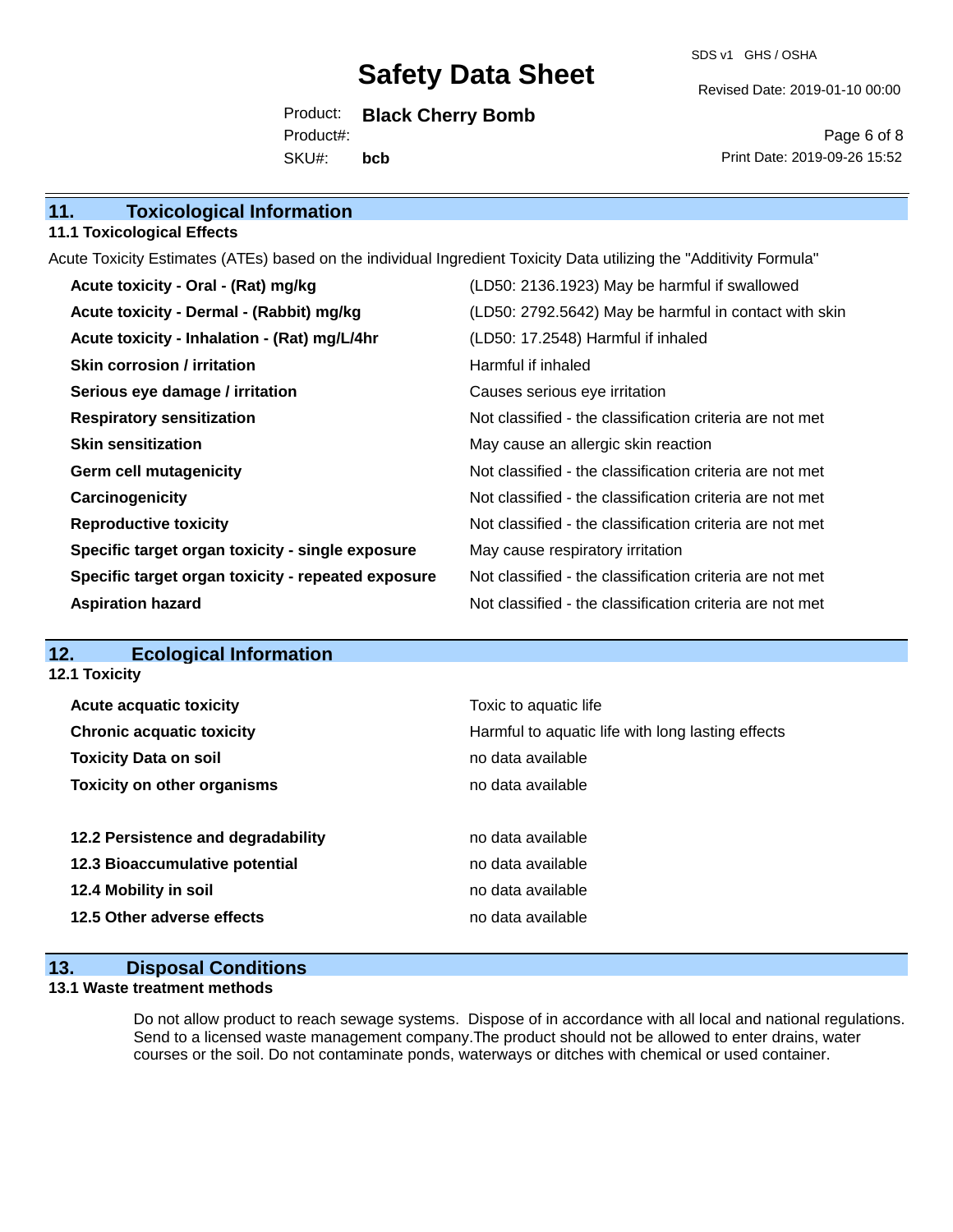## 11. Toxicological Information

### 11.1 Toxicological Effects

Acute Toxicity Estimates (ATEs) based on the individual Ingredient Toxicity Data utilizing the "Additivity Formula"

| | |
|---|---|
| **Acute toxicity - Oral - (Rat) mg/kg** | (LD50: 2136.1923) May be harmful if swallowed |
| **Acute toxicity - Dermal - (Rabbit) mg/kg** | (LD50: 2792.5642) May be harmful in contact with skin |
| **Acute toxicity - Inhalation - (Rat) mg/L/4hr** | (LD50: 17.2548) Harmful if inhaled |
| **Skin corrosion / irritation** | Harmful if inhaled |
| **Serious eye damage / irritation** | Causes serious eye irritation |
| **Respiratory sensitization** | Not classified - the classification criteria are not met |
| **Skin sensitization** | May cause an allergic skin reaction |
| **Germ cell mutagenicity** | Not classified - the classification criteria are not met |
| **Carcinogenicity** | Not classified - the classification criteria are not met |
| **Reproductive toxicity** | Not classified - the classification criteria are not met |
| **Specific target organ toxicity - single exposure** | May cause respiratory irritation |
| **Specific target organ toxicity - repeated exposure** | Not classified - the classification criteria are not met |
| **Aspiration hazard** | Not classified - the classification criteria are not met |

## 12. Ecological Information

### 12.1 Toxicity

| | |
|---|---|
| **Acute acquatic toxicity** | Toxic to aquatic life |
| **Chronic acquatic toxicity** | Harmful to aquatic life with long lasting effects |
| **Toxicity Data on soil** | no data available |
| **Toxicity on other organisms** | no data available |

| | |
|---|---|
| **12.2 Persistence and degradability** | no data available |
| **12.3 Bioaccumulative potential** | no data available |
| **12.4 Mobility in soil** | no data available |
| **12.5 Other adverse effects** | no data available |

## 13. Disposal Conditions

### 13.1 Waste treatment methods

Do not allow product to reach sewage systems. Dispose of in accordance with all local and national regulations. Send to a licensed waste management company.The product should not be allowed to enter drains, water courses or the soil. Do not contaminate ponds, waterways or ditches with chemical or used container.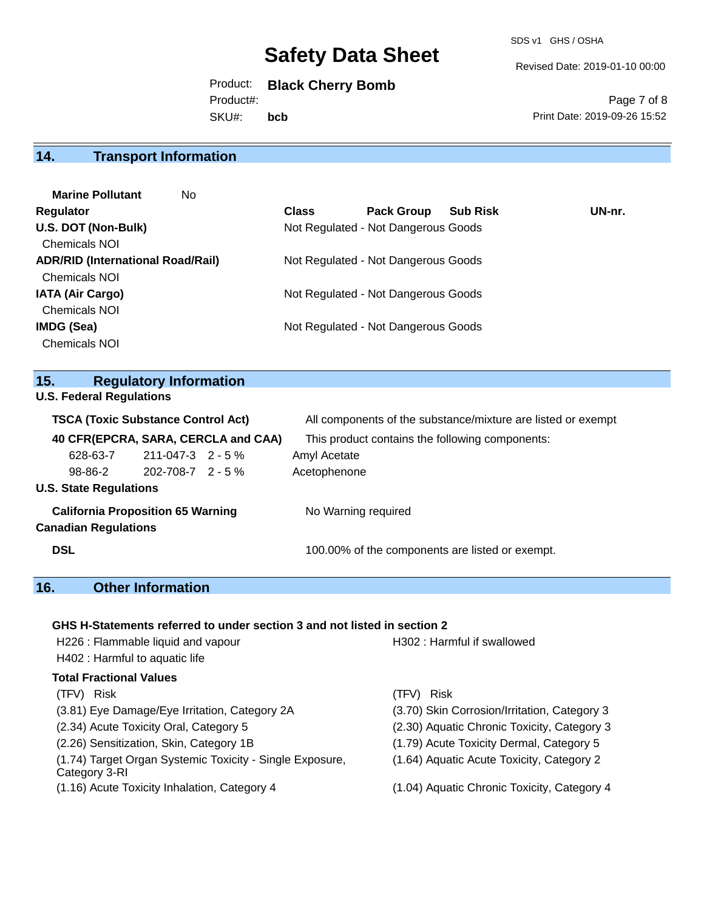## 14. Transport Information

**Marine Pollutant** No

| Regulator | Class | Pack Group | Sub Risk | UN-nr. |
|---|---|---|---|---|
| **U.S. DOT (Non-Bulk)** | Not Regulated - Not Dangerous Goods | | | |
| Chemicals NOI | | | | |
| **ADR/RID (International Road/Rail)** | Not Regulated - Not Dangerous Goods | | | |
| Chemicals NOI | | | | |
| **IATA (Air Cargo)** | Not Regulated - Not Dangerous Goods | | | |
| Chemicals NOI | | | | |
| **IMDG (Sea)** | Not Regulated - Not Dangerous Goods | | | |
| Chemicals NOI | | | | |

## 15. Regulatory Information

### U.S. Federal Regulations

**TSCA (Toxic Substance Control Act)** All components of the substance/mixture are listed or exempt

**40 CFR(EPCRA, SARA, CERCLA and CAA)** This product contains the following components:

| | | | |
|---|---|---|---|
| 628-63-7 | 211-047-3 | 2 - 5 % | Amyl Acetate |
| 98-86-2 | 202-708-7 | 2 - 5 % | Acetophenone |

### U.S. State Regulations

**California Proposition 65 Warning** No Warning required

### Canadian Regulations

**DSL** 100.00% of the components are listed or exempt.

## 16. Other Information

**GHS H-Statements referred to under section 3 and not listed in section 2**

H226 : Flammable liquid and vapour
H302 : Harmful if swallowed
H402 : Harmful to aquatic life

**Total Fractional Values**

| (TFV) Risk | (TFV) Risk |
|---|---|
| (3.81) Eye Damage/Eye Irritation, Category 2A | (3.70) Skin Corrosion/Irritation, Category 3 |
| (2.34) Acute Toxicity Oral, Category 5 | (2.30) Aquatic Chronic Toxicity, Category 3 |
| (2.26) Sensitization, Skin, Category 1B | (1.79) Acute Toxicity Dermal, Category 5 |
| (1.74) Target Organ Systemic Toxicity - Single Exposure, Category 3-RI | (1.64) Aquatic Acute Toxicity, Category 2 |
| (1.16) Acute Toxicity Inhalation, Category 4 | (1.04) Aquatic Chronic Toxicity, Category 4 |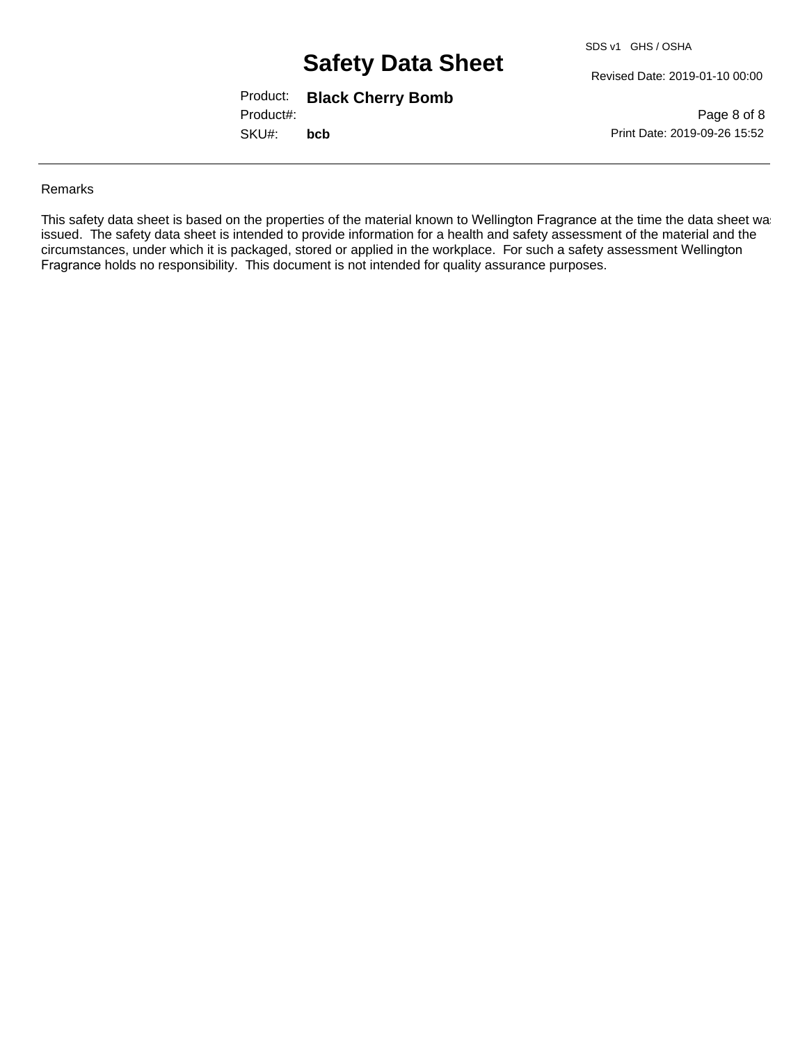Remarks

This safety data sheet is based on the properties of the material known to Wellington Fragrance at the time the data sheet was issued. The safety data sheet is intended to provide information for a health and safety assessment of the material and the circumstances, under which it is packaged, stored or applied in the workplace. For such a safety assessment Wellington Fragrance holds no responsibility. This document is not intended for quality assurance purposes.